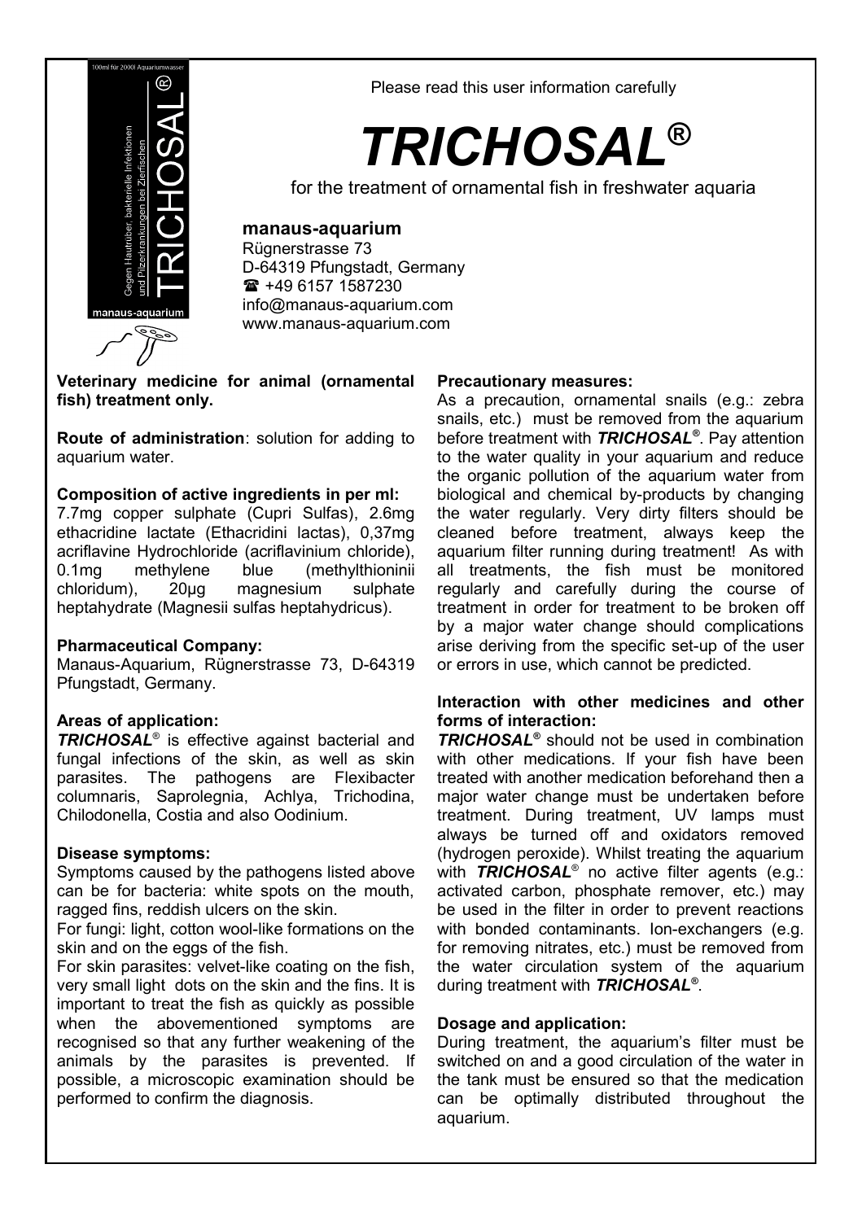Please read this user information carefully

# *TRICHOSAL®*

for the treatment of ornamental fish in freshwater aquaria

**manaus-aquarium**
Rügnerstrasse 73
D-64319 Pfungstadt, Germany
☎ +49 6157 1587230
info@manaus-aquarium.com
www.manaus-aquarium.com

**Veterinary medicine for animal (ornamental fish) treatment only.**

**Route of administration**: solution for adding to aquarium water.

**Composition of active ingredients in per ml:**
7.7mg copper sulphate (Cupri Sulfas), 2.6mg ethacridine lactate (Ethacridini lactas), 0,37mg acriflavine Hydrochloride (acriflavinium chloride), 0.1mg methylene blue (methylthioninii chloridum), 20µg magnesium sulphate heptahydrate (Magnesii sulfas heptahydricus).

**Pharmaceutical Company:**
Manaus-Aquarium, Rügnerstrasse 73, D-64319 Pfungstadt, Germany.

**Areas of application:**
***TRICHOSAL®*** is effective against bacterial and fungal infections of the skin, as well as skin parasites. The pathogens are Flexibacter columnaris, Saprolegnia, Achlya, Trichodina, Chilodonella, Costia and also Oodinium.

**Disease symptoms:**
Symptoms caused by the pathogens listed above can be for bacteria: white spots on the mouth, ragged fins, reddish ulcers on the skin.
For fungi: light, cotton wool-like formations on the skin and on the eggs of the fish.
For skin parasites: velvet-like coating on the fish, very small light dots on the skin and the fins. It is important to treat the fish as quickly as possible when the abovementioned symptoms are recognised so that any further weakening of the animals by the parasites is prevented. If possible, a microscopic examination should be performed to confirm the diagnosis.

**Precautionary measures:**
As a precaution, ornamental snails (e.g.: zebra snails, etc.) must be removed from the aquarium before treatment with ***TRICHOSAL®***. Pay attention to the water quality in your aquarium and reduce the organic pollution of the aquarium water from biological and chemical by-products by changing the water regularly. Very dirty filters should be cleaned before treatment, always keep the aquarium filter running during treatment! As with all treatments, the fish must be monitored regularly and carefully during the course of treatment in order for treatment to be broken off by a major water change should complications arise deriving from the specific set-up of the user or errors in use, which cannot be predicted.

**Interaction with other medicines and other forms of interaction:**
***TRICHOSAL®*** should not be used in combination with other medications. If your fish have been treated with another medication beforehand then a major water change must be undertaken before treatment. During treatment, UV lamps must always be turned off and oxidators removed (hydrogen peroxide). Whilst treating the aquarium with ***TRICHOSAL®*** no active filter agents (e.g.: activated carbon, phosphate remover, etc.) may be used in the filter in order to prevent reactions with bonded contaminants. Ion-exchangers (e.g. for removing nitrates, etc.) must be removed from the water circulation system of the aquarium during treatment with ***TRICHOSAL®***.

**Dosage and application:**
During treatment, the aquarium's filter must be switched on and a good circulation of the water in the tank must be ensured so that the medication can be optimally distributed throughout the aquarium.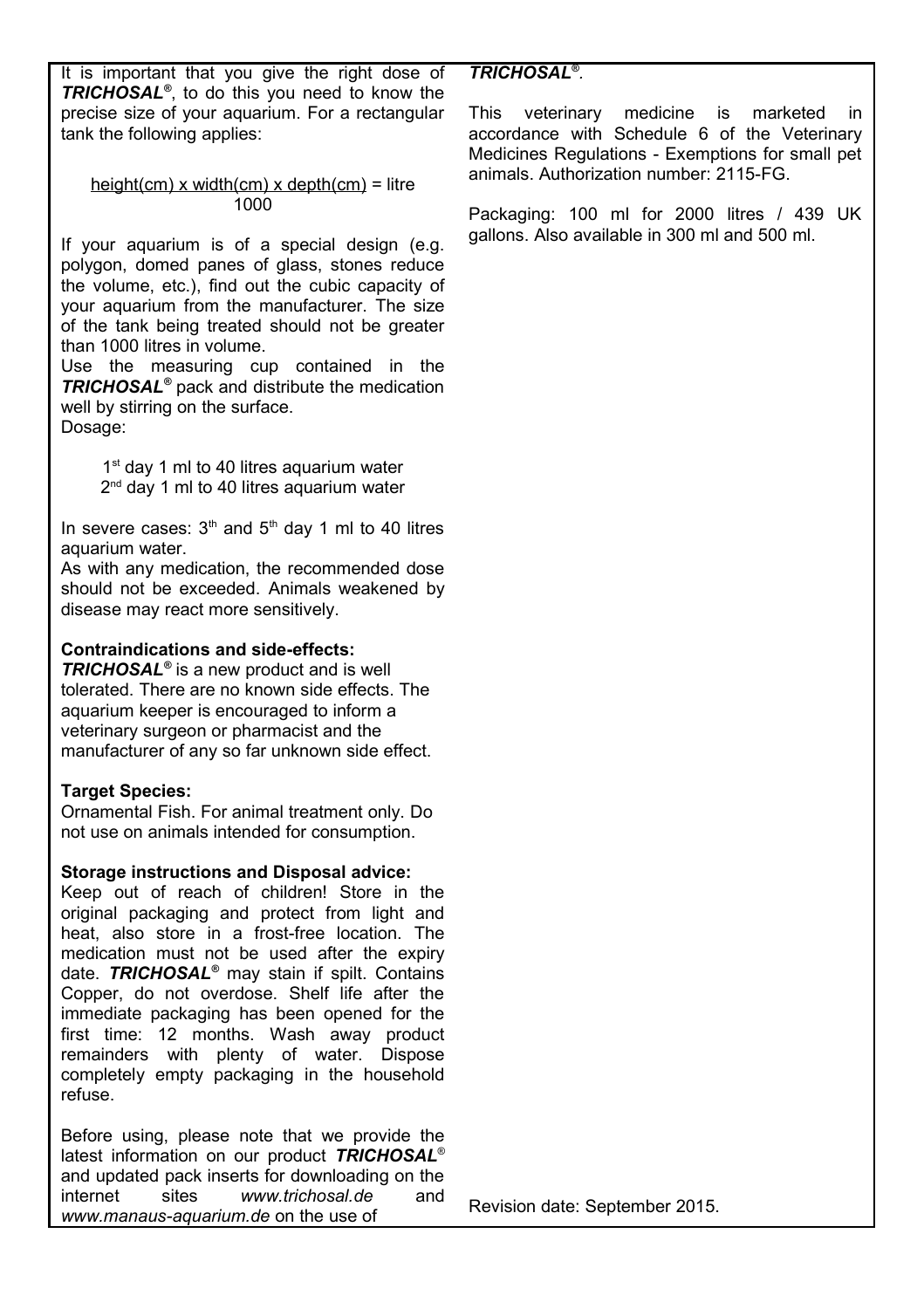It is important that you give the right dose of ***TRICHOSAL®***, to do this you need to know the precise size of your aquarium. For a rectangular tank the following applies:

$$\frac{\text{height(cm)} \times \text{width(cm)} \times \text{depth(cm)}}{1000} = \text{litre}$$

If your aquarium is of a special design (e.g. polygon, domed panes of glass, stones reduce the volume, etc.), find out the cubic capacity of your aquarium from the manufacturer. The size of the tank being treated should not be greater than 1000 litres in volume.

Use the measuring cup contained in the ***TRICHOSAL®*** pack and distribute the medication well by stirring on the surface.

Dosage:

1st day 1 ml to 40 litres aquarium water
2nd day 1 ml to 40 litres aquarium water

In severe cases: 3th and 5th day 1 ml to 40 litres aquarium water.

As with any medication, the recommended dose should not be exceeded. Animals weakened by disease may react more sensitively.

**Contraindications and side-effects:**

***TRICHOSAL®*** is a new product and is well tolerated. There are no known side effects. The aquarium keeper is encouraged to inform a veterinary surgeon or pharmacist and the manufacturer of any so far unknown side effect.

**Target Species:**

Ornamental Fish. For animal treatment only. Do not use on animals intended for consumption.

**Storage instructions and Disposal advice:**

Keep out of reach of children! Store in the original packaging and protect from light and heat, also store in a frost-free location. The medication must not be used after the expiry date. ***TRICHOSAL®*** may stain if spilt. Contains Copper, do not overdose. Shelf life after the immediate packaging has been opened for the first time: 12 months. Wash away product remainders with plenty of water. Dispose completely empty packaging in the household refuse.

Before using, please note that we provide the latest information on our product ***TRICHOSAL®*** and updated pack inserts for downloading on the internet sites *www.trichosal.de* and *www.manaus-aquarium.de* on the use of ***TRICHOSAL®***.

This veterinary medicine is marketed in accordance with Schedule 6 of the Veterinary Medicines Regulations - Exemptions for small pet animals. Authorization number: 2115-FG.

Packaging: 100 ml for 2000 litres / 439 UK gallons. Also available in 300 ml and 500 ml.

Revision date: September 2015.